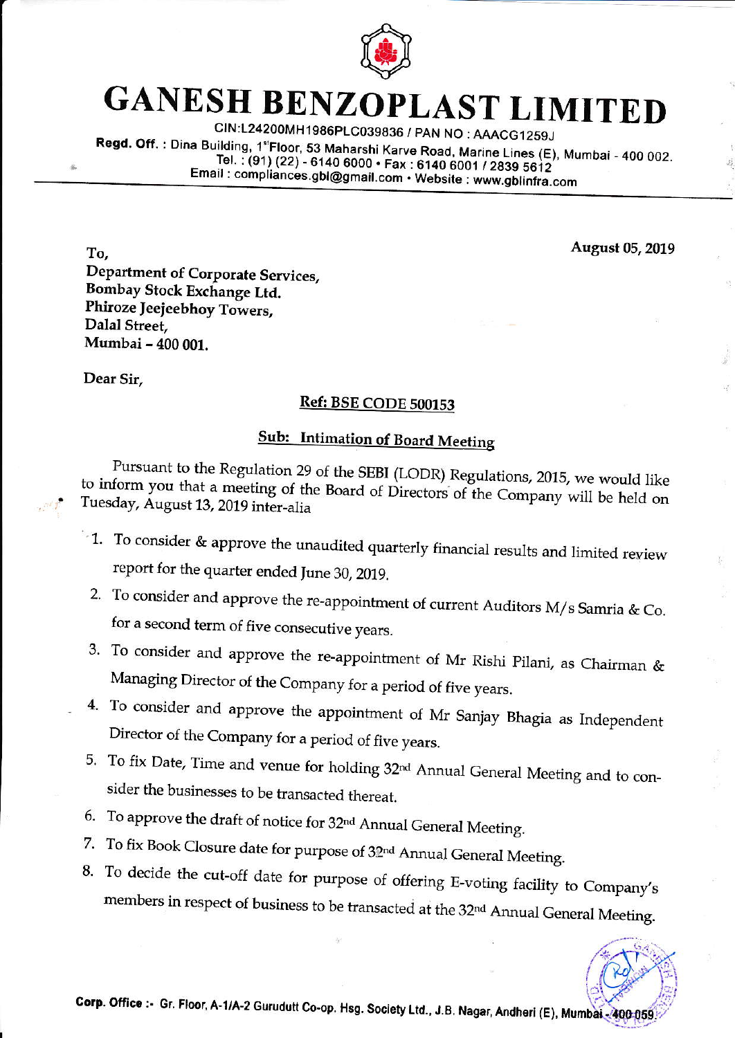# GANESH BENZOPLAST LIMITED

CIN:L24200MH1986PLC039836 / PAN NO : AACG1259J

**Regd. Off.** : Dina Building, 1st Floor, 53 Maharshi Karve Road, Marine Lines (E), Mumbai - 400 002.
Tel. : (91) (22) - 6140 6000 • Fax : 6140 6001 / 2839 5612
Email : compliances.gbl@gmail.com • Website : www.gblinfra.com

**August 05, 2019**

To,
**Department of Corporate Services,**
**Bombay Stock Exchange Ltd.**
**Phiroze Jeejeebhoy Towers,**
**Dalal Street,**
**Mumbai – 400 001.**

Dear Sir,

**Ref: BSE CODE 500153**

**Sub: Intimation of Board Meeting**

Pursuant to the Regulation 29 of the SEBI (LODR) Regulations, 2015, we would like to inform you that a meeting of the Board of Directors of the Company will be held on Tuesday, August 13, 2019 inter-alia

1. To consider & approve the unaudited quarterly financial results and limited review report for the quarter ended June 30, 2019.
2. To consider and approve the re-appointment of current Auditors M/s Samria & Co. for a second term of five consecutive years.
3. To consider and approve the re-appointment of Mr Rishi Pilani, as Chairman & Managing Director of the Company for a period of five years.
4. To consider and approve the appointment of Mr Sanjay Bhagia as Independent Director of the Company for a period of five years.
5. To fix Date, Time and venue for holding 32nd Annual General Meeting and to consider the businesses to be transacted thereat.
6. To approve the draft of notice for 32nd Annual General Meeting.
7. To fix Book Closure date for purpose of 32nd Annual General Meeting.
8. To decide the cut-off date for purpose of offering E-voting facility to Company's members in respect of business to be transacted at the 32nd Annual General Meeting.

**Corp. Office :-** Gr. Floor, A-1/A-2 Gurudutt Co-op. Hsg. Society Ltd., J.B. Nagar, Andheri (E), Mumbai - 400 059.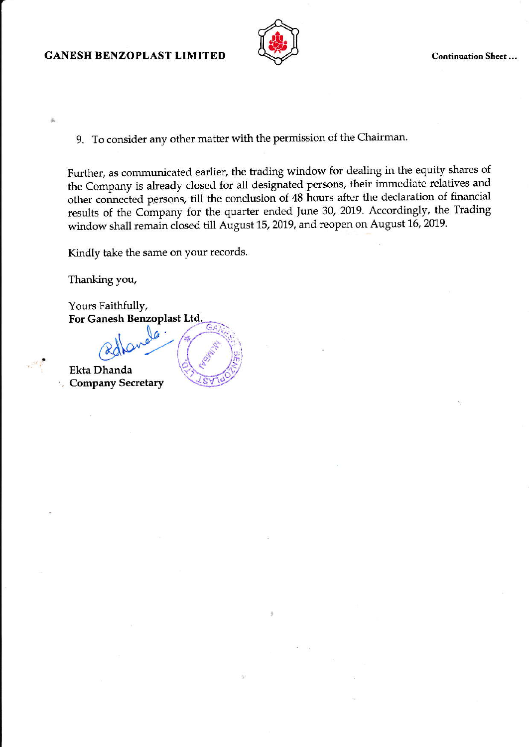9. To consider any other matter with the permission of the Chairman.

Further, as communicated earlier, the trading window for dealing in the equity shares of the Company is already closed for all designated persons, their immediate relatives and other connected persons, till the conclusion of 48 hours after the declaration of financial results of the Company for the quarter ended June 30, 2019. Accordingly, the Trading window shall remain closed till August 15, 2019, and reopen on August 16, 2019.

Kindly take the same on your records.

Thanking you,

Yours Faithfully,
**For Ganesh Benzoplast Ltd.**

Ekta Dhanda
**Company Secretary**